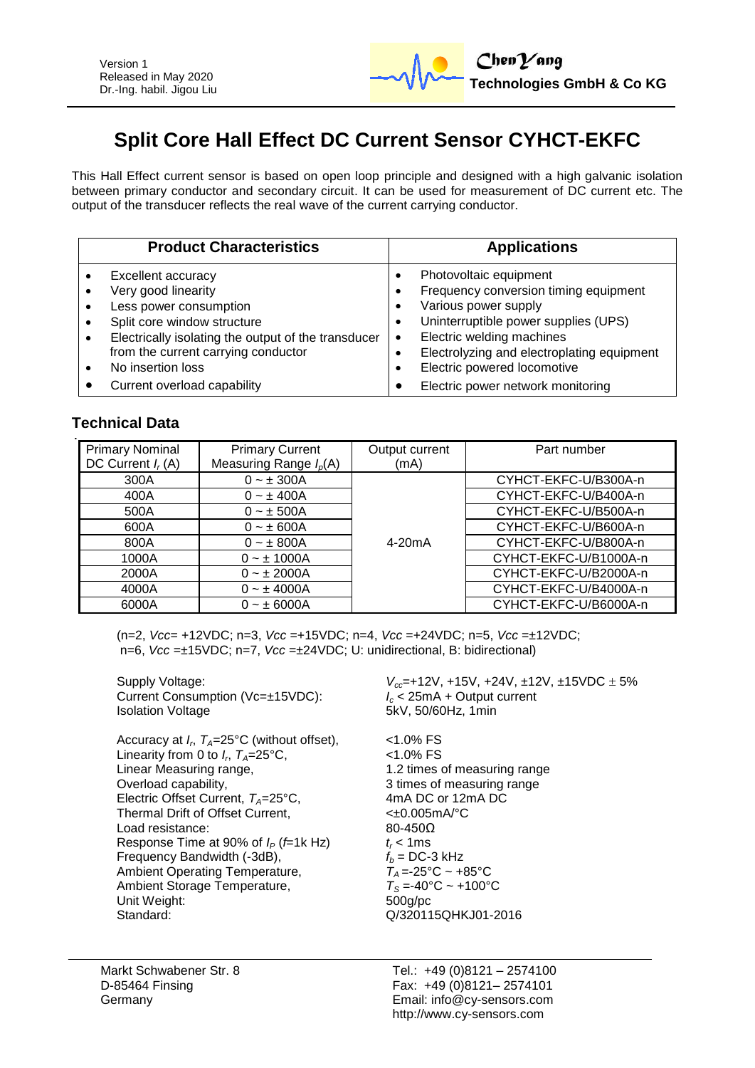Version 1
Released in May 2020
Dr.-Ing. habil. Jigou Liu

ChenYang
**Technologies GmbH & Co KG**

# Split Core Hall Effect DC Current Sensor CYHCT-EKFC

This Hall Effect current sensor is based on open loop principle and designed with a high galvanic isolation between primary conductor and secondary circuit. It can be used for measurement of DC current etc. The output of the transducer reflects the real wave of the current carrying conductor.

| Product Characteristics | Applications |
|---|---|
| • Excellent accuracy<br>• Very good linearity<br>• Less power consumption<br>• Split core window structure<br>• Electrically isolating the output of the transducer from the current carrying conductor<br>• No insertion loss<br>• Current overload capability | • Photovoltaic equipment<br>• Frequency conversion timing equipment<br>• Various power supply<br>• Uninterruptible power supplies (UPS)<br>• Electric welding machines<br>• Electrolyzing and electroplating equipment<br>• Electric powered locomotive<br>• Electric power network monitoring |

## Technical Data

| Primary Nominal DC Current $I_r$ (A) | Primary Current Measuring Range $I_p$(A) | Output current (mA) | Part number |
|---|---|---|---|
| 300A | 0 ~ ± 300A | 4-20mA | CYHCT-EKFC-U/B300A-n |
| 400A | 0 ~ ± 400A | | CYHCT-EKFC-U/B400A-n |
| 500A | 0 ~ ± 500A | | CYHCT-EKFC-U/B500A-n |
| 600A | 0 ~ ± 600A | | CYHCT-EKFC-U/B600A-n |
| 800A | 0 ~ ± 800A | | CYHCT-EKFC-U/B800A-n |
| 1000A | 0 ~ ± 1000A | | CYHCT-EKFC-U/B1000A-n |
| 2000A | 0 ~ ± 2000A | | CYHCT-EKFC-U/B2000A-n |
| 4000A | 0 ~ ± 4000A | | CYHCT-EKFC-U/B4000A-n |
| 6000A | 0 ~ ± 6000A | | CYHCT-EKFC-U/B6000A-n |

(n=2, *Vcc*= +12VDC; n=3, *Vcc* =+15VDC; n=4, *Vcc* =+24VDC; n=5, *Vcc* =±12VDC; n=6, *Vcc* =±15VDC; n=7, *Vcc* =±24VDC; U: unidirectional, B: bidirectional)

| | |
|---|---|
| Supply Voltage: | $V_{cc}$=+12V, +15V, +24V, ±12V, ±15VDC ± 5% |
| Current Consumption (Vc=±15VDC): | $I_c$ < 25mA + Output current |
| Isolation Voltage | 5kV, 50/60Hz, 1min |
| Accuracy at $I_r$, $T_A$=25°C (without offset), | <1.0% FS |
| Linearity from 0 to $I_r$, $T_A$=25°C, | <1.0% FS |
| Linear Measuring range, | 1.2 times of measuring range |
| Overload capability, | 3 times of measuring range |
| Electric Offset Current, $T_A$=25°C, | 4mA DC or 12mA DC |
| Thermal Drift of Offset Current, | <±0.005mA/°C |
| Load resistance: | 80-450Ω |
| Response Time at 90% of $I_P$ (*f*=1k Hz) | $t_r$ < 1ms |
| Frequency Bandwidth (-3dB), | $f_b$ = DC-3 kHz |
| Ambient Operating Temperature, | $T_A$ =-25°C ~ +85°C |
| Ambient Storage Temperature, | $T_S$ =-40°C ~ +100°C |
| Unit Weight: | 500g/pc |
| Standard: | Q/320115QHKJ01-2016 |

Markt Schwabener Str. 8
D-85464 Finsing
Germany

Tel.: +49 (0)8121 – 2574100
Fax: +49 (0)8121– 2574101
Email: info@cy-sensors.com
http://www.cy-sensors.com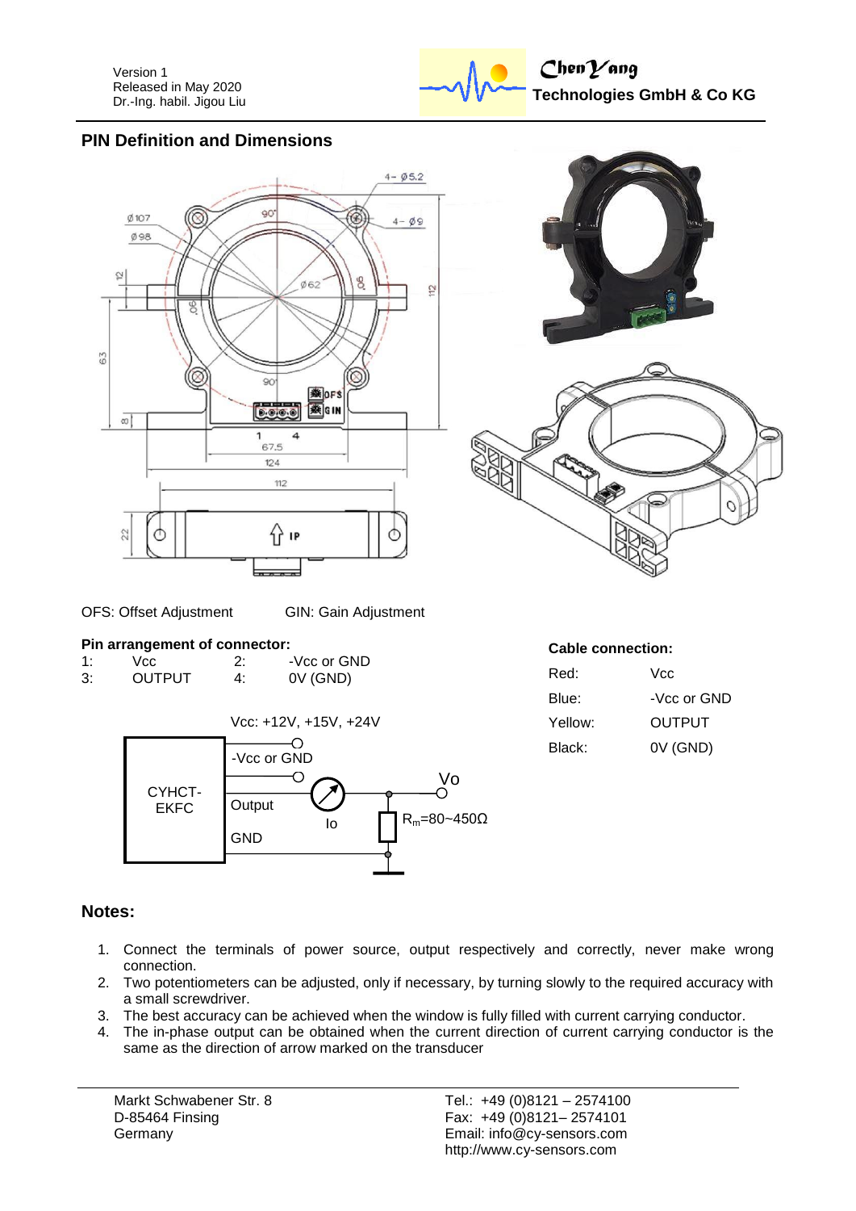## PIN Definition and Dimensions

4- Ø5.2

4- Ø9

Ø107

Ø98

Ø62

90°

90°

12

90°

90°

112

63

8

OFS

GIN

1 4

67.5

124

112

22

IP

OFS: Offset Adjustment    GIN: Gain Adjustment

**Pin arrangement of connector:**

| | | | |
|---|---|---|---|
| 1: | Vcc | 2: | -Vcc or GND |
| 3: | OUTPUT | 4: | 0V (GND) |

Vcc: +12V, +15V, +24V

CYHCT-EKFC

-Vcc or GND

Output

GND

Io

Vo

$R_m$=80~450Ω

**Cable connection:**

| | |
|---|---|
| Red: | Vcc |
| Blue: | -Vcc or GND |
| Yellow: | OUTPUT |
| Black: | 0V (GND) |

## Notes:

1. Connect the terminals of power source, output respectively and correctly, never make wrong connection.
2. Two potentiometers can be adjusted, only if necessary, by turning slowly to the required accuracy with a small screwdriver.
3. The best accuracy can be achieved when the window is fully filled with current carrying conductor.
4. The in-phase output can be obtained when the current direction of current carrying conductor is the same as the direction of arrow marked on the transducer

Markt Schwabener Str. 8
D-85464 Finsing
Germany

Tel.: +49 (0)8121 – 2574100
Fax: +49 (0)8121– 2574101
Email: info@cy-sensors.com
http://www.cy-sensors.com